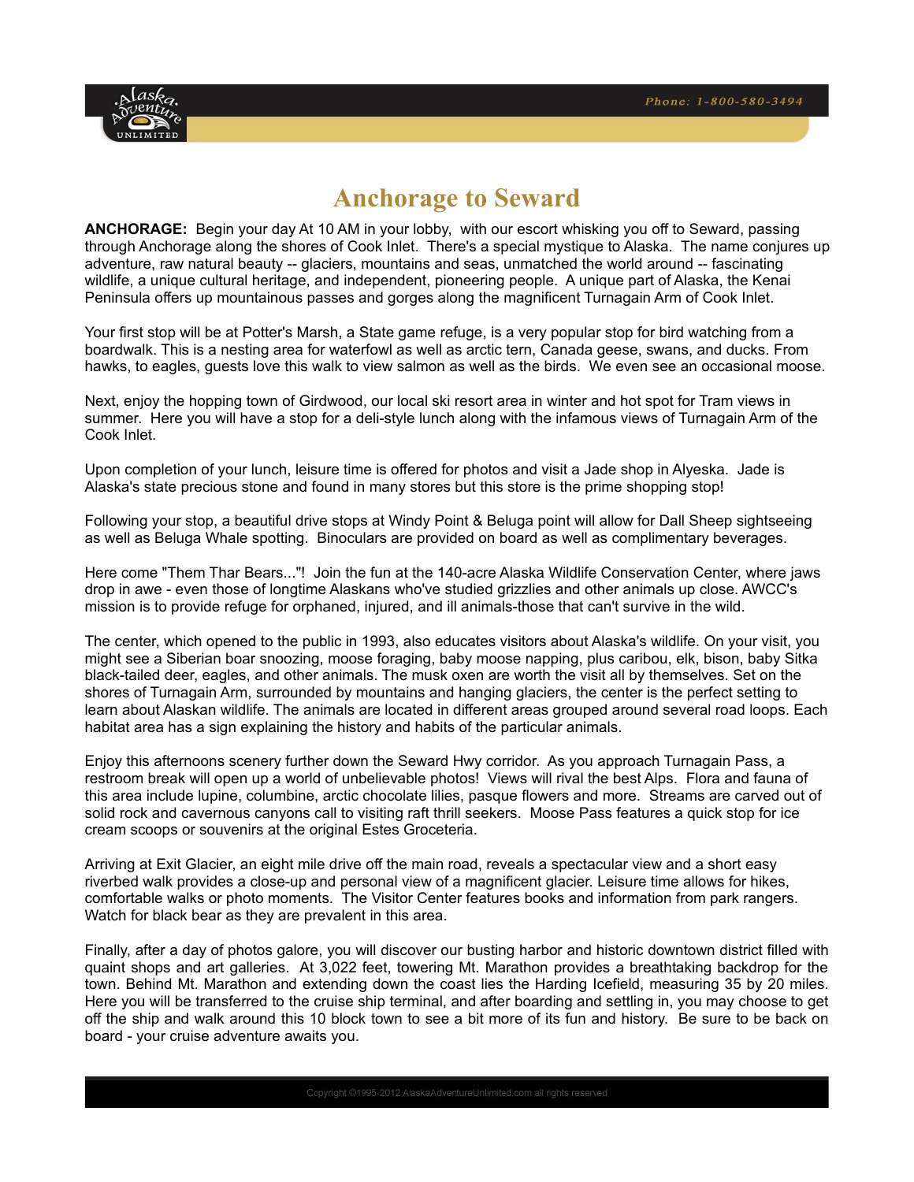# Anchorage to Seward

**ANCHORAGE:** Begin your day At 10 AM in your lobby, with our escort whisking you off to Seward, passing through Anchorage along the shores of Cook Inlet. There's a special mystique to Alaska. The name conjures up adventure, raw natural beauty -- glaciers, mountains and seas, unmatched the world around -- fascinating wildlife, a unique cultural heritage, and independent, pioneering people. A unique part of Alaska, the Kenai Peninsula offers up mountainous passes and gorges along the magnificent Turnagain Arm of Cook Inlet.

Your first stop will be at Potter's Marsh, a State game refuge, is a very popular stop for bird watching from a boardwalk. This is a nesting area for waterfowl as well as arctic tern, Canada geese, swans, and ducks. From hawks, to eagles, guests love this walk to view salmon as well as the birds. We even see an occasional moose.

Next, enjoy the hopping town of Girdwood, our local ski resort area in winter and hot spot for Tram views in summer. Here you will have a stop for a deli-style lunch along with the infamous views of Turnagain Arm of the Cook Inlet.

Upon completion of your lunch, leisure time is offered for photos and visit a Jade shop in Alyeska. Jade is Alaska's state precious stone and found in many stores but this store is the prime shopping stop!

Following your stop, a beautiful drive stops at Windy Point & Beluga point will allow for Dall Sheep sightseeing as well as Beluga Whale spotting. Binoculars are provided on board as well as complimentary beverages.

Here come "Them Thar Bears..."! Join the fun at the 140-acre Alaska Wildlife Conservation Center, where jaws drop in awe - even those of longtime Alaskans who've studied grizzlies and other animals up close. AWCC's mission is to provide refuge for orphaned, injured, and ill animals-those that can't survive in the wild.

The center, which opened to the public in 1993, also educates visitors about Alaska's wildlife. On your visit, you might see a Siberian boar snoozing, moose foraging, baby moose napping, plus caribou, elk, bison, baby Sitka black-tailed deer, eagles, and other animals. The musk oxen are worth the visit all by themselves. Set on the shores of Turnagain Arm, surrounded by mountains and hanging glaciers, the center is the perfect setting to learn about Alaskan wildlife. The animals are located in different areas grouped around several road loops. Each habitat area has a sign explaining the history and habits of the particular animals.

Enjoy this afternoons scenery further down the Seward Hwy corridor. As you approach Turnagain Pass, a restroom break will open up a world of unbelievable photos! Views will rival the best Alps. Flora and fauna of this area include lupine, columbine, arctic chocolate lilies, pasque flowers and more. Streams are carved out of solid rock and cavernous canyons call to visiting raft thrill seekers. Moose Pass features a quick stop for ice cream scoops or souvenirs at the original Estes Groceteria.

Arriving at Exit Glacier, an eight mile drive off the main road, reveals a spectacular view and a short easy riverbed walk provides a close-up and personal view of a magnificent glacier. Leisure time allows for hikes, comfortable walks or photo moments. The Visitor Center features books and information from park rangers. Watch for black bear as they are prevalent in this area.

Finally, after a day of photos galore, you will discover our busting harbor and historic downtown district filled with quaint shops and art galleries. At 3,022 feet, towering Mt. Marathon provides a breathtaking backdrop for the town. Behind Mt. Marathon and extending down the coast lies the Harding Icefield, measuring 35 by 20 miles. Here you will be transferred to the cruise ship terminal, and after boarding and settling in, you may choose to get off the ship and walk around this 10 block town to see a bit more of its fun and history. Be sure to be back on board - your cruise adventure awaits you.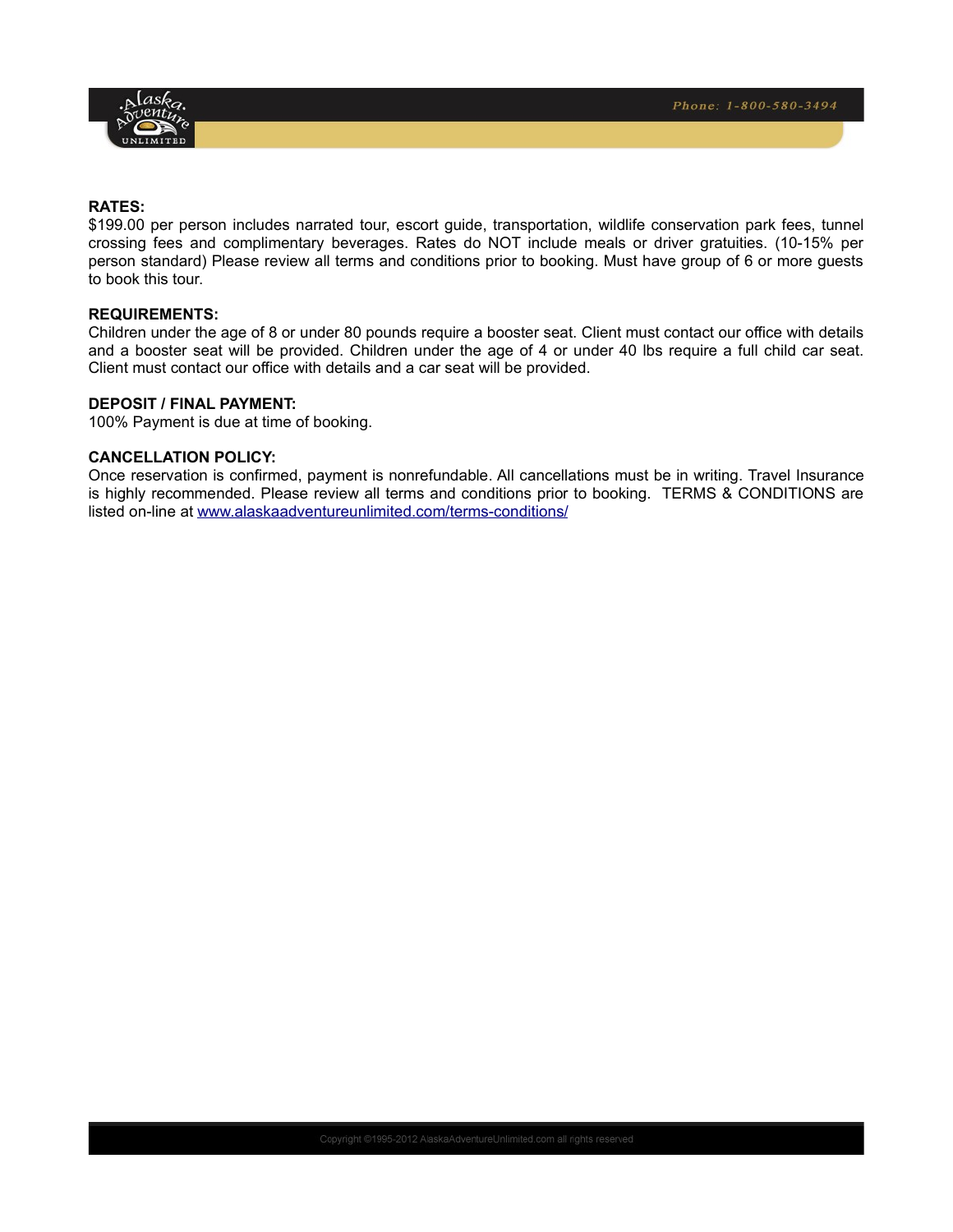**RATES:**
$199.00 per person includes narrated tour, escort guide, transportation, wildlife conservation park fees, tunnel crossing fees and complimentary beverages. Rates do NOT include meals or driver gratuities. (10-15% per person standard) Please review all terms and conditions prior to booking. Must have group of 6 or more guests to book this tour.

**REQUIREMENTS:**
Children under the age of 8 or under 80 pounds require a booster seat. Client must contact our office with details and a booster seat will be provided. Children under the age of 4 or under 40 lbs require a full child car seat. Client must contact our office with details and a car seat will be provided.

**DEPOSIT / FINAL PAYMENT:**
100% Payment is due at time of booking.

**CANCELLATION POLICY:**
Once reservation is confirmed, payment is nonrefundable. All cancellations must be in writing. Travel Insurance is highly recommended. Please review all terms and conditions prior to booking. TERMS & CONDITIONS are listed on-line at [www.alaskaadventureunlimited.com/terms-conditions/](http://www.alaskaadventureunlimited.com/terms-conditions/)